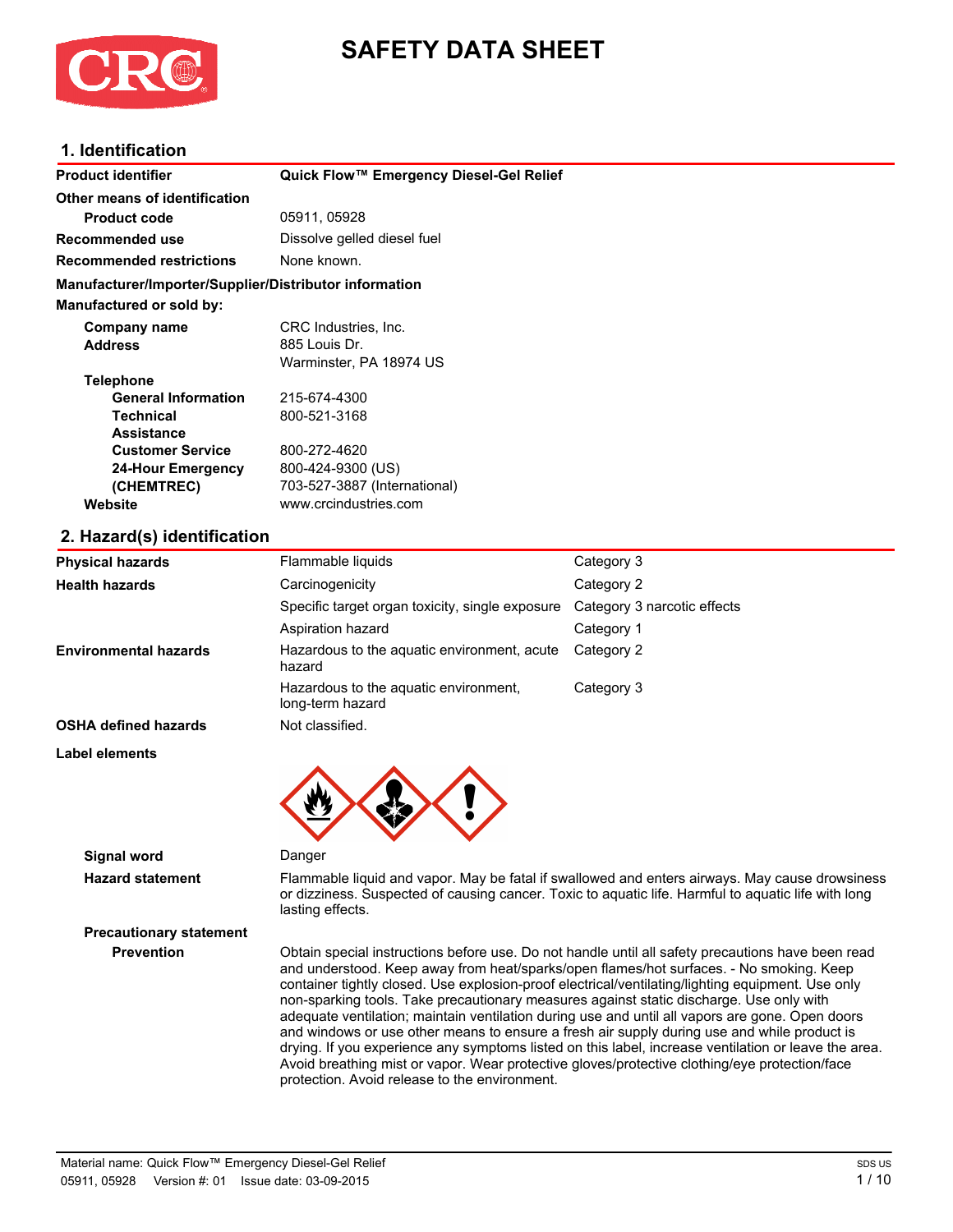# SAFETY DATA SHEET

## 1. Identification

| | |
|---|---|
| **Product identifier** | **Quick Flow™ Emergency Diesel-Gel Relief** |
| **Other means of identification** | |
| **Product code** | 05911, 05928 |
| **Recommended use** | Dissolve gelled diesel fuel |
| **Recommended restrictions** | None known. |

**Manufacturer/Importer/Supplier/Distributor information**

**Manufactured or sold by:**

| | |
|---|---|
| **Company name** | CRC Industries, Inc. |
| **Address** | 885 Louis Dr.<br>Warminster, PA 18974 US |
| **Telephone** | |
| **General Information** | 215-674-4300 |
| **Technical Assistance** | 800-521-3168 |
| **Customer Service** | 800-272-4620 |
| **24-Hour Emergency (CHEMTREC)** | 800-424-9300 (US)<br>703-527-3887 (International) |
| **Website** | www.crcindustries.com |

## 2. Hazard(s) identification

| | | |
|---|---|---|
| **Physical hazards** | Flammable liquids | Category 3 |
| **Health hazards** | Carcinogenicity | Category 2 |
| | Specific target organ toxicity, single exposure | Category 3 narcotic effects |
| | Aspiration hazard | Category 1 |
| **Environmental hazards** | Hazardous to the aquatic environment, acute hazard | Category 2 |
| | Hazardous to the aquatic environment, long-term hazard | Category 3 |
| **OSHA defined hazards** | Not classified. | |

**Label elements**

**Signal word** Danger

**Hazard statement** Flammable liquid and vapor. May be fatal if swallowed and enters airways. May cause drowsiness or dizziness. Suspected of causing cancer. Toxic to aquatic life. Harmful to aquatic life with long lasting effects.

**Precautionary statement**

**Prevention** Obtain special instructions before use. Do not handle until all safety precautions have been read and understood. Keep away from heat/sparks/open flames/hot surfaces. - No smoking. Keep container tightly closed. Use explosion-proof electrical/ventilating/lighting equipment. Use only non-sparking tools. Take precautionary measures against static discharge. Use only with adequate ventilation; maintain ventilation during use and until all vapors are gone. Open doors and windows or use other means to ensure a fresh air supply during use and while product is drying. If you experience any symptoms listed on this label, increase ventilation or leave the area. Avoid breathing mist or vapor. Wear protective gloves/protective clothing/eye protection/face protection. Avoid release to the environment.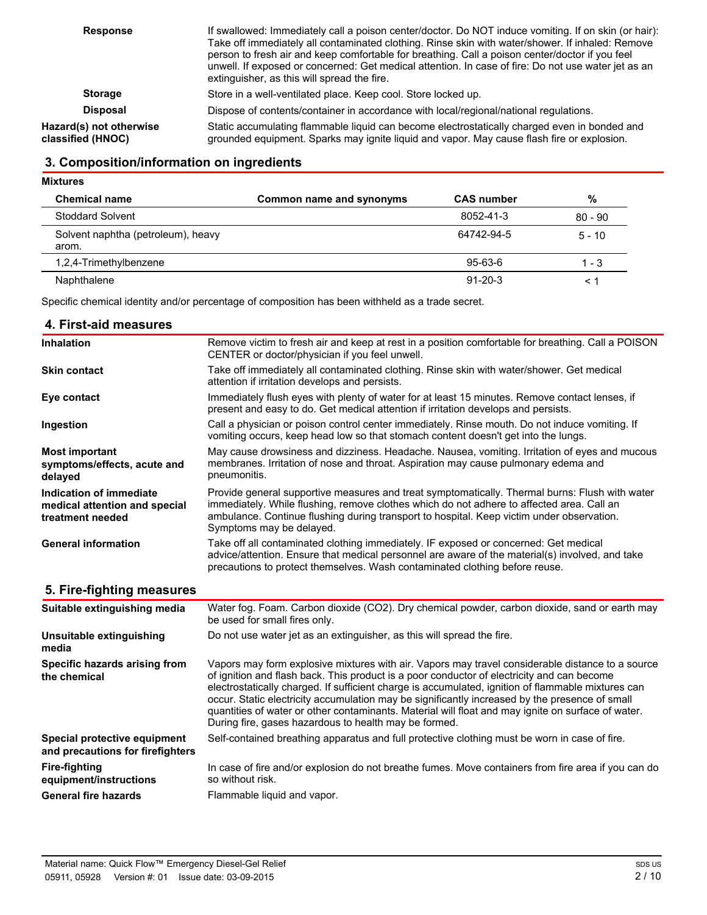| | |
|---|---|
| **Response** | If swallowed: Immediately call a poison center/doctor. Do NOT induce vomiting. If on skin (or hair): Take off immediately all contaminated clothing. Rinse skin with water/shower. If inhaled: Remove person to fresh air and keep comfortable for breathing. Call a poison center/doctor if you feel unwell. If exposed or concerned: Get medical attention. In case of fire: Do not use water jet as an extinguisher, as this will spread the fire. |
| **Storage** | Store in a well-ventilated place. Keep cool. Store locked up. |
| **Disposal** | Dispose of contents/container in accordance with local/regional/national regulations. |
| **Hazard(s) not otherwise classified (HNOC)** | Static accumulating flammable liquid can become electrostatically charged even in bonded and grounded equipment. Sparks may ignite liquid and vapor. May cause flash fire or explosion. |

## 3. Composition/information on ingredients

**Mixtures**

| Chemical name | Common name and synonyms | CAS number | % |
|---|---|---|---|
| Stoddard Solvent | | 8052-41-3 | 80 - 90 |
| Solvent naphtha (petroleum), heavy arom. | | 64742-94-5 | 5 - 10 |
| 1,2,4-Trimethylbenzene | | 95-63-6 | 1 - 3 |
| Naphthalene | | 91-20-3 | < 1 |

Specific chemical identity and/or percentage of composition has been withheld as a trade secret.

## 4. First-aid measures

| | |
|---|---|
| **Inhalation** | Remove victim to fresh air and keep at rest in a position comfortable for breathing. Call a POISON CENTER or doctor/physician if you feel unwell. |
| **Skin contact** | Take off immediately all contaminated clothing. Rinse skin with water/shower. Get medical attention if irritation develops and persists. |
| **Eye contact** | Immediately flush eyes with plenty of water for at least 15 minutes. Remove contact lenses, if present and easy to do. Get medical attention if irritation develops and persists. |
| **Ingestion** | Call a physician or poison control center immediately. Rinse mouth. Do not induce vomiting. If vomiting occurs, keep head low so that stomach content doesn't get into the lungs. |
| **Most important symptoms/effects, acute and delayed** | May cause drowsiness and dizziness. Headache. Nausea, vomiting. Irritation of eyes and mucous membranes. Irritation of nose and throat. Aspiration may cause pulmonary edema and pneumonitis. |
| **Indication of immediate medical attention and special treatment needed** | Provide general supportive measures and treat symptomatically. Thermal burns: Flush with water immediately. While flushing, remove clothes which do not adhere to affected area. Call an ambulance. Continue flushing during transport to hospital. Keep victim under observation. Symptoms may be delayed. |
| **General information** | Take off all contaminated clothing immediately. IF exposed or concerned: Get medical advice/attention. Ensure that medical personnel are aware of the material(s) involved, and take precautions to protect themselves. Wash contaminated clothing before reuse. |

## 5. Fire-fighting measures

| | |
|---|---|
| **Suitable extinguishing media** | Water fog. Foam. Carbon dioxide ($CO_2$). Dry chemical powder, carbon dioxide, sand or earth may be used for small fires only. |
| **Unsuitable extinguishing media** | Do not use water jet as an extinguisher, as this will spread the fire. |
| **Specific hazards arising from the chemical** | Vapors may form explosive mixtures with air. Vapors may travel considerable distance to a source of ignition and flash back. This product is a poor conductor of electricity and can become electrostatically charged. If sufficient charge is accumulated, ignition of flammable mixtures can occur. Static electricity accumulation may be significantly increased by the presence of small quantities of water or other contaminants. Material will float and may ignite on surface of water. During fire, gases hazardous to health may be formed. |
| **Special protective equipment and precautions for firefighters** | Self-contained breathing apparatus and full protective clothing must be worn in case of fire. |
| **Fire-fighting equipment/instructions** | In case of fire and/or explosion do not breathe fumes. Move containers from fire area if you can do so without risk. |
| **General fire hazards** | Flammable liquid and vapor. |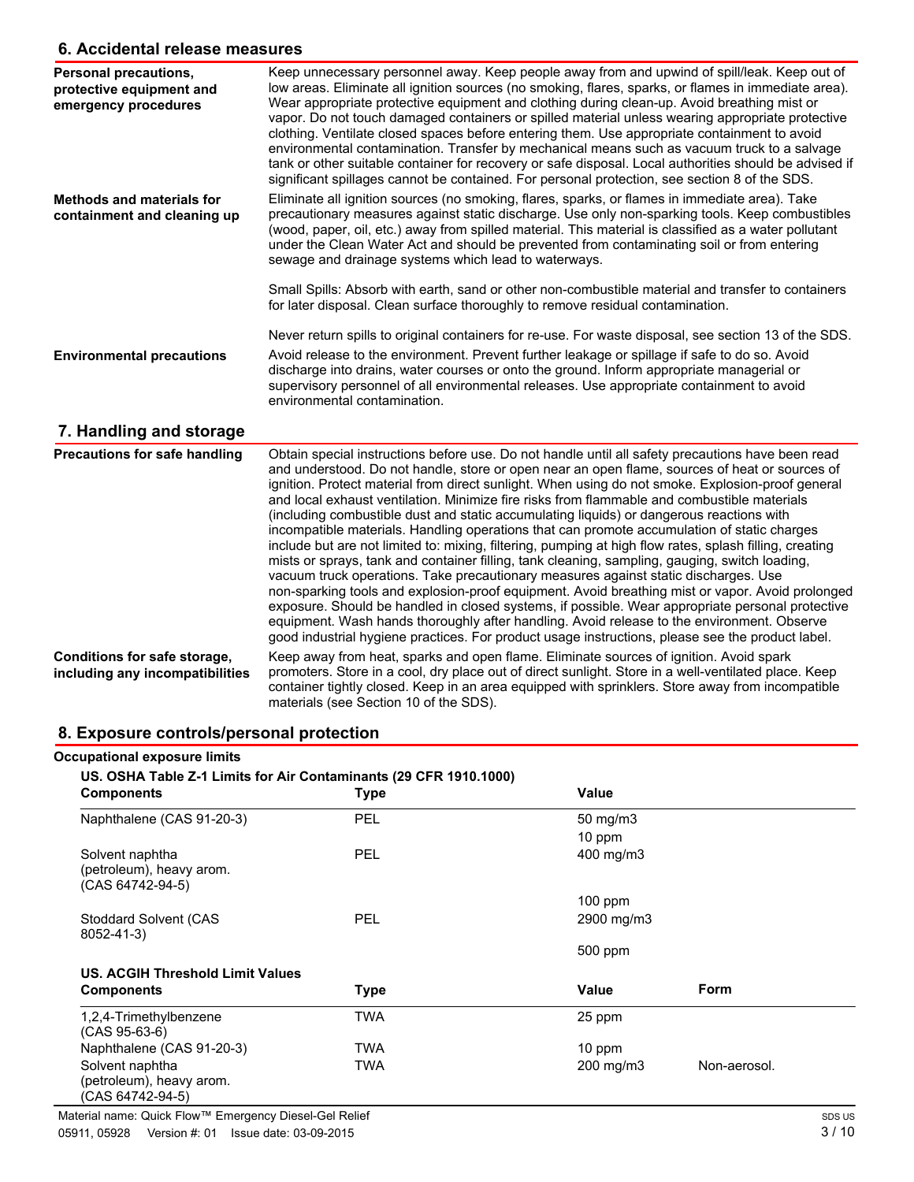## 6. Accidental release measures

| | |
|---|---|
| **Personal precautions, protective equipment and emergency procedures** | Keep unnecessary personnel away. Keep people away from and upwind of spill/leak. Keep out of low areas. Eliminate all ignition sources (no smoking, flares, sparks, or flames in immediate area). Wear appropriate protective equipment and clothing during clean-up. Avoid breathing mist or vapor. Do not touch damaged containers or spilled material unless wearing appropriate protective clothing. Ventilate closed spaces before entering them. Use appropriate containment to avoid environmental contamination. Transfer by mechanical means such as vacuum truck to a salvage tank or other suitable container for recovery or safe disposal. Local authorities should be advised if significant spillages cannot be contained. For personal protection, see section 8 of the SDS. |
| **Methods and materials for containment and cleaning up** | Eliminate all ignition sources (no smoking, flares, sparks, or flames in immediate area). Take precautionary measures against static discharge. Use only non-sparking tools. Keep combustibles (wood, paper, oil, etc.) away from spilled material. This material is classified as a water pollutant under the Clean Water Act and should be prevented from contaminating soil or from entering sewage and drainage systems which lead to waterways.<br><br>Small Spills: Absorb with earth, sand or other non-combustible material and transfer to containers for later disposal. Clean surface thoroughly to remove residual contamination.<br><br>Never return spills to original containers for re-use. For waste disposal, see section 13 of the SDS. |
| **Environmental precautions** | Avoid release to the environment. Prevent further leakage or spillage if safe to do so. Avoid discharge into drains, water courses or onto the ground. Inform appropriate managerial or supervisory personnel of all environmental releases. Use appropriate containment to avoid environmental contamination. |

## 7. Handling and storage

| | |
|---|---|
| **Precautions for safe handling** | Obtain special instructions before use. Do not handle until all safety precautions have been read and understood. Do not handle, store or open near an open flame, sources of heat or sources of ignition. Protect material from direct sunlight. When using do not smoke. Explosion-proof general and local exhaust ventilation. Minimize fire risks from flammable and combustible materials (including combustible dust and static accumulating liquids) or dangerous reactions with incompatible materials. Handling operations that can promote accumulation of static charges include but are not limited to: mixing, filtering, pumping at high flow rates, splash filling, creating mists or sprays, tank and container filling, tank cleaning, sampling, gauging, switch loading, vacuum truck operations. Take precautionary measures against static discharges. Use non-sparking tools and explosion-proof equipment. Avoid breathing mist or vapor. Avoid prolonged exposure. Should be handled in closed systems, if possible. Wear appropriate personal protective equipment. Wash hands thoroughly after handling. Avoid release to the environment. Observe good industrial hygiene practices. For product usage instructions, please see the product label. |
| **Conditions for safe storage, including any incompatibilities** | Keep away from heat, sparks and open flame. Eliminate sources of ignition. Avoid spark promoters. Store in a cool, dry place out of direct sunlight. Store in a well-ventilated place. Keep container tightly closed. Keep in an area equipped with sprinklers. Store away from incompatible materials (see Section 10 of the SDS). |

## 8. Exposure controls/personal protection

**Occupational exposure limits**

**US. OSHA Table Z-1 Limits for Air Contaminants (29 CFR 1910.1000)**

| Components | Type | Value |
|---|---|---|
| Naphthalene (CAS 91-20-3) | PEL | 50 mg/m3 |
| | | 10 ppm |
| Solvent naphtha (petroleum), heavy arom. (CAS 64742-94-5) | PEL | 400 mg/m3 |
| | | 100 ppm |
| Stoddard Solvent (CAS 8052-41-3) | PEL | 2900 mg/m3 |
| | | 500 ppm |

**US. ACGIH Threshold Limit Values**

| Components | Type | Value | Form |
|---|---|---|---|
| 1,2,4-Trimethylbenzene (CAS 95-63-6) | TWA | 25 ppm | |
| Naphthalene (CAS 91-20-3) | TWA | 10 ppm | |
| Solvent naphtha (petroleum), heavy arom. (CAS 64742-94-5) | TWA | 200 mg/m3 | Non-aerosol. |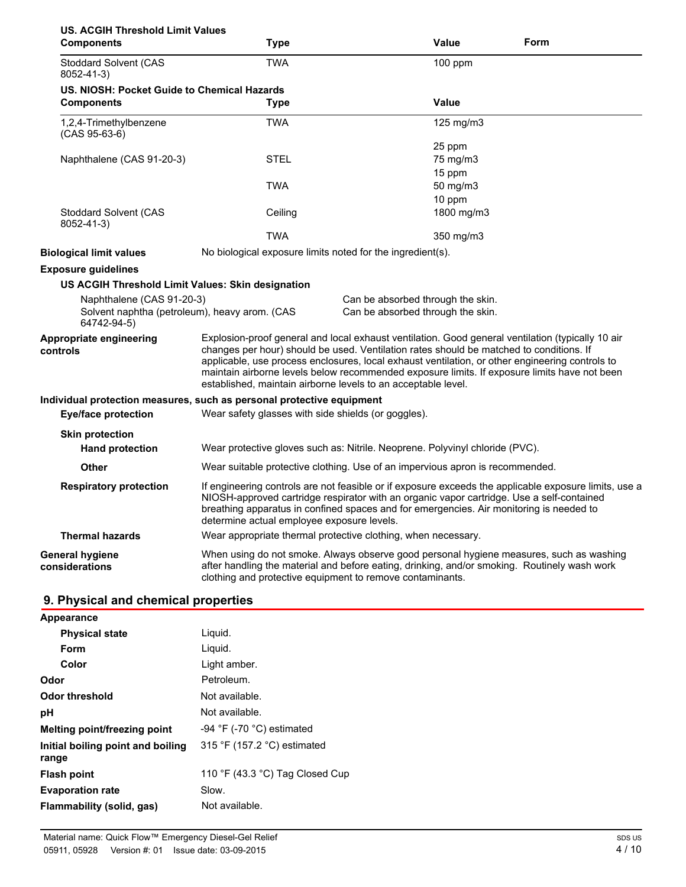**US. ACGIH Threshold Limit Values**

| Components | Type | Value | Form |
| --- | --- | --- | --- |
| Stoddard Solvent (CAS 8052-41-3) | TWA | 100 ppm | |

**US. NIOSH: Pocket Guide to Chemical Hazards**

| Components | Type | Value |
| --- | --- | --- |
| 1,2,4-Trimethylbenzene (CAS 95-63-6) | TWA | 125 mg/m3 |
| | | 25 ppm |
| Naphthalene (CAS 91-20-3) | STEL | 75 mg/m3 |
| | | 15 ppm |
| | TWA | 50 mg/m3 |
| | | 10 ppm |
| Stoddard Solvent (CAS 8052-41-3) | Ceiling | 1800 mg/m3 |
| | TWA | 350 mg/m3 |

**Biological limit values** No biological exposure limits noted for the ingredient(s).

**Exposure guidelines**

**US ACGIH Threshold Limit Values: Skin designation**

| | |
| --- | --- |
| Naphthalene (CAS 91-20-3) | Can be absorbed through the skin. |
| Solvent naphtha (petroleum), heavy arom. (CAS 64742-94-5) | Can be absorbed through the skin. |

**Appropriate engineering controls** Explosion-proof general and local exhaust ventilation. Good general ventilation (typically 10 air changes per hour) should be used. Ventilation rates should be matched to conditions. If applicable, use process enclosures, local exhaust ventilation, or other engineering controls to maintain airborne levels below recommended exposure limits. If exposure limits have not been established, maintain airborne levels to an acceptable level.

**Individual protection measures, such as personal protective equipment**

**Eye/face protection** Wear safety glasses with side shields (or goggles).

**Skin protection**

**Hand protection** Wear protective gloves such as: Nitrile. Neoprene. Polyvinyl chloride (PVC).

**Other** Wear suitable protective clothing. Use of an impervious apron is recommended.

**Respiratory protection** If engineering controls are not feasible or if exposure exceeds the applicable exposure limits, use a NIOSH-approved cartridge respirator with an organic vapor cartridge. Use a self-contained breathing apparatus in confined spaces and for emergencies. Air monitoring is needed to determine actual employee exposure levels.

**Thermal hazards** Wear appropriate thermal protective clothing, when necessary.

**General hygiene considerations** When using do not smoke. Always observe good personal hygiene measures, such as washing after handling the material and before eating, drinking, and/or smoking. Routinely wash work clothing and protective equipment to remove contaminants.

## 9. Physical and chemical properties

**Appearance**

| | |
| --- | --- |
| **Physical state** | Liquid. |
| **Form** | Liquid. |
| **Color** | Light amber. |
| **Odor** | Petroleum. |
| **Odor threshold** | Not available. |
| **pH** | Not available. |
| **Melting point/freezing point** | -94 °F (-70 °C) estimated |
| **Initial boiling point and boiling range** | 315 °F (157.2 °C) estimated |
| **Flash point** | 110 °F (43.3 °C) Tag Closed Cup |
| **Evaporation rate** | Slow. |
| **Flammability (solid, gas)** | Not available. |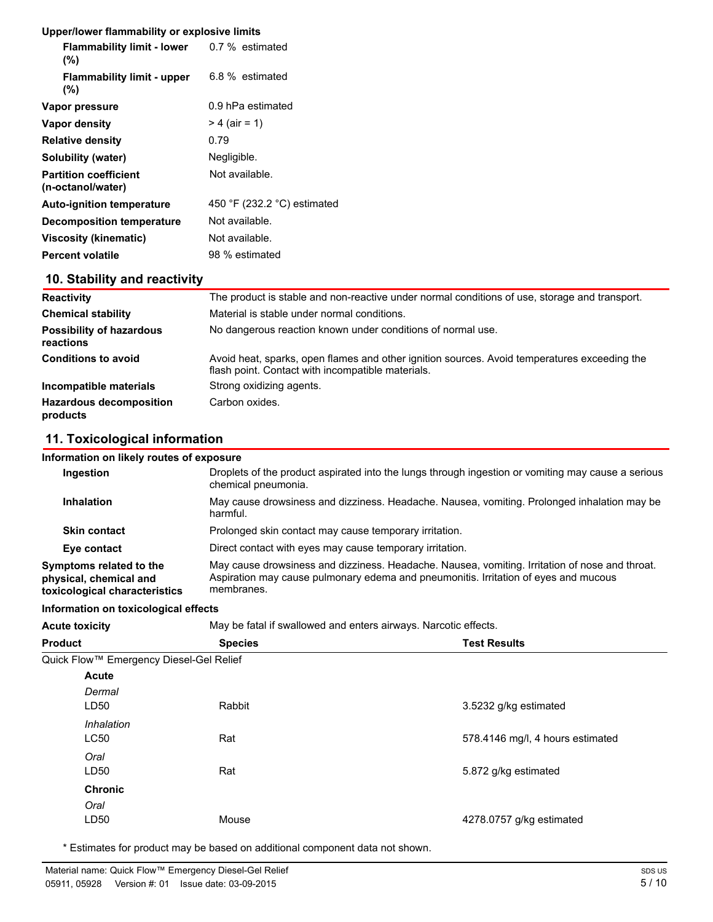**Upper/lower flammability or explosive limits**

| | |
|---|---|
| **Flammability limit - lower (%)** | 0.7 % estimated |
| **Flammability limit - upper (%)** | 6.8 % estimated |
| **Vapor pressure** | 0.9 hPa estimated |
| **Vapor density** | > 4 (air = 1) |
| **Relative density** | 0.79 |
| **Solubility (water)** | Negligible. |
| **Partition coefficient (n-octanol/water)** | Not available. |
| **Auto-ignition temperature** | 450 °F (232.2 °C) estimated |
| **Decomposition temperature** | Not available. |
| **Viscosity (kinematic)** | Not available. |
| **Percent volatile** | 98 % estimated |

## 10. Stability and reactivity

| | |
|---|---|
| **Reactivity** | The product is stable and non-reactive under normal conditions of use, storage and transport. |
| **Chemical stability** | Material is stable under normal conditions. |
| **Possibility of hazardous reactions** | No dangerous reaction known under conditions of normal use. |
| **Conditions to avoid** | Avoid heat, sparks, open flames and other ignition sources. Avoid temperatures exceeding the flash point. Contact with incompatible materials. |
| **Incompatible materials** | Strong oxidizing agents. |
| **Hazardous decomposition products** | Carbon oxides. |

## 11. Toxicological information

**Information on likely routes of exposure**

| | |
|---|---|
| **Ingestion** | Droplets of the product aspirated into the lungs through ingestion or vomiting may cause a serious chemical pneumonia. |
| **Inhalation** | May cause drowsiness and dizziness. Headache. Nausea, vomiting. Prolonged inhalation may be harmful. |
| **Skin contact** | Prolonged skin contact may cause temporary irritation. |
| **Eye contact** | Direct contact with eyes may cause temporary irritation. |
| **Symptoms related to the physical, chemical and toxicological characteristics** | May cause drowsiness and dizziness. Headache. Nausea, vomiting. Irritation of nose and throat. Aspiration may cause pulmonary edema and pneumonitis. Irritation of eyes and mucous membranes. |

**Information on toxicological effects**

**Acute toxicity** May be fatal if swallowed and enters airways. Narcotic effects.

| Product | Species | Test Results |
|---|---|---|
| Quick Flow™ Emergency Diesel-Gel Relief | | |
| **Acute** | | |
| *Dermal* | | |
| LD50 | Rabbit | 3.5232 g/kg estimated |
| *Inhalation* | | |
| LC50 | Rat | 578.4146 mg/l, 4 hours estimated |
| *Oral* | | |
| LD50 | Rat | 5.872 g/kg estimated |
| **Chronic** | | |
| *Oral* | | |
| LD50 | Mouse | 4278.0757 g/kg estimated |

\* Estimates for product may be based on additional component data not shown.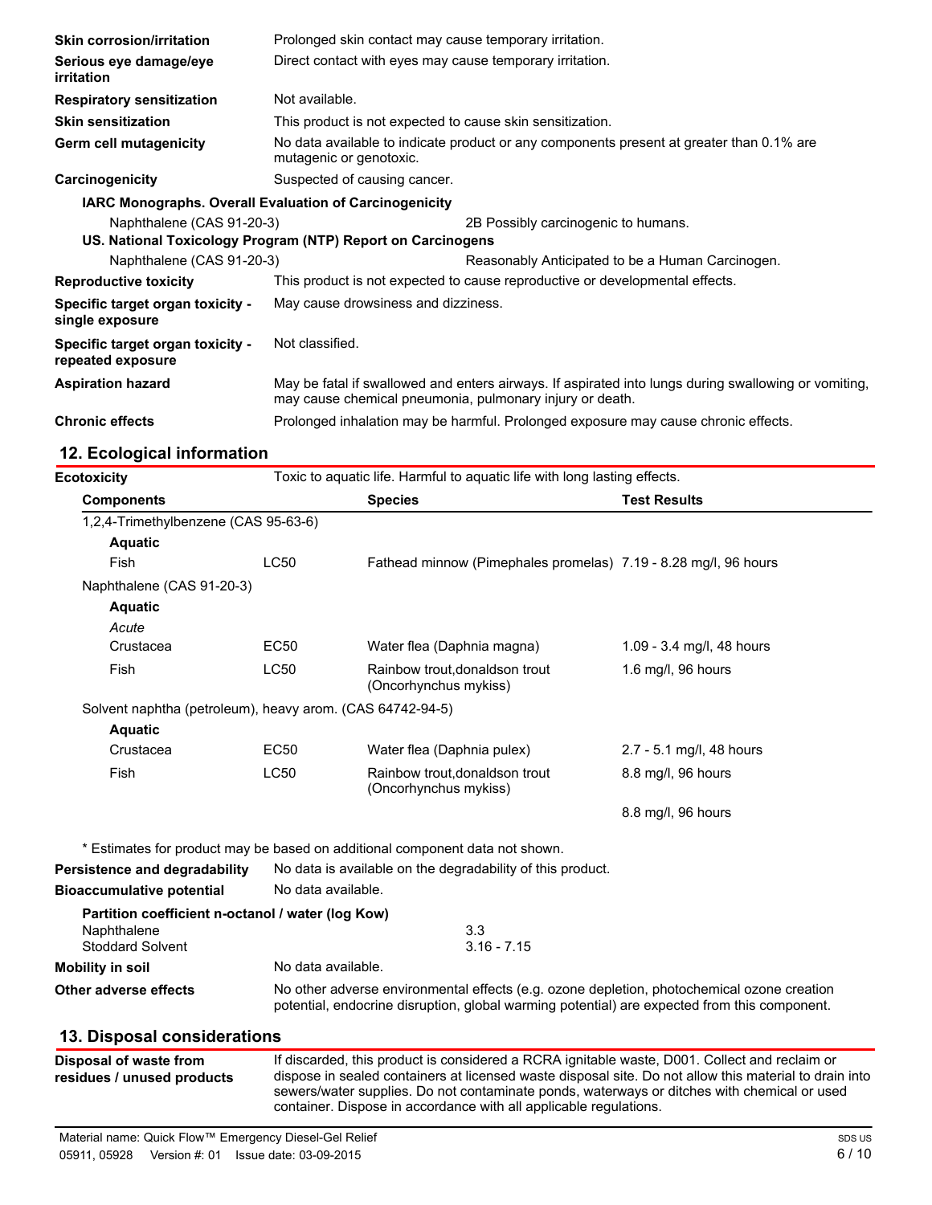| | |
|---|---|
| **Skin corrosion/irritation** | Prolonged skin contact may cause temporary irritation. |
| **Serious eye damage/eye irritation** | Direct contact with eyes may cause temporary irritation. |
| **Respiratory sensitization** | Not available. |
| **Skin sensitization** | This product is not expected to cause skin sensitization. |
| **Germ cell mutagenicity** | No data available to indicate product or any components present at greater than 0.1% are mutagenic or genotoxic. |
| **Carcinogenicity** | Suspected of causing cancer. |

**IARC Monographs. Overall Evaluation of Carcinogenicity**

| | |
|---|---|
| Naphthalene (CAS 91-20-3) | 2B Possibly carcinogenic to humans. |

**US. National Toxicology Program (NTP) Report on Carcinogens**

| | |
|---|---|
| Naphthalene (CAS 91-20-3) | Reasonably Anticipated to be a Human Carcinogen. |

| | |
|---|---|
| **Reproductive toxicity** | This product is not expected to cause reproductive or developmental effects. |
| **Specific target organ toxicity - single exposure** | May cause drowsiness and dizziness. |
| **Specific target organ toxicity - repeated exposure** | Not classified. |
| **Aspiration hazard** | May be fatal if swallowed and enters airways. If aspirated into lungs during swallowing or vomiting, may cause chemical pneumonia, pulmonary injury or death. |
| **Chronic effects** | Prolonged inhalation may be harmful. Prolonged exposure may cause chronic effects. |

## 12. Ecological information

**Ecotoxicity** Toxic to aquatic life. Harmful to aquatic life with long lasting effects.

| Components | | Species | Test Results |
|---|---|---|---|
| 1,2,4-Trimethylbenzene (CAS 95-63-6) | | | |
| **Aquatic** | | | |
| Fish | LC50 | Fathead minnow (Pimephales promelas) | 7.19 - 8.28 mg/l, 96 hours |
| Naphthalene (CAS 91-20-3) | | | |
| **Aquatic** | | | |
| *Acute* | | | |
| Crustacea | EC50 | Water flea (Daphnia magna) | 1.09 - 3.4 mg/l, 48 hours |
| Fish | LC50 | Rainbow trout,donaldson trout (Oncorhynchus mykiss) | 1.6 mg/l, 96 hours |
| Solvent naphtha (petroleum), heavy arom. (CAS 64742-94-5) | | | |
| **Aquatic** | | | |
| Crustacea | EC50 | Water flea (Daphnia pulex) | 2.7 - 5.1 mg/l, 48 hours |
| Fish | LC50 | Rainbow trout,donaldson trout (Oncorhynchus mykiss) | 8.8 mg/l, 96 hours |
| | | | 8.8 mg/l, 96 hours |

\* Estimates for product may be based on additional component data not shown.

| | |
|---|---|
| **Persistence and degradability** | No data is available on the degradability of this product. |
| **Bioaccumulative potential** | No data available. |

**Partition coefficient n-octanol / water (log Kow)**

| | |
|---|---|
| Naphthalene | 3.3 |
| Stoddard Solvent | 3.16 - 7.15 |

| | |
|---|---|
| **Mobility in soil** | No data available. |
| **Other adverse effects** | No other adverse environmental effects (e.g. ozone depletion, photochemical ozone creation potential, endocrine disruption, global warming potential) are expected from this component. |

## 13. Disposal considerations

| | |
|---|---|
| **Disposal of waste from residues / unused products** | If discarded, this product is considered a RCRA ignitable waste, D001. Collect and reclaim or dispose in sealed containers at licensed waste disposal site. Do not allow this material to drain into sewers/water supplies. Do not contaminate ponds, waterways or ditches with chemical or used container. Dispose in accordance with all applicable regulations. |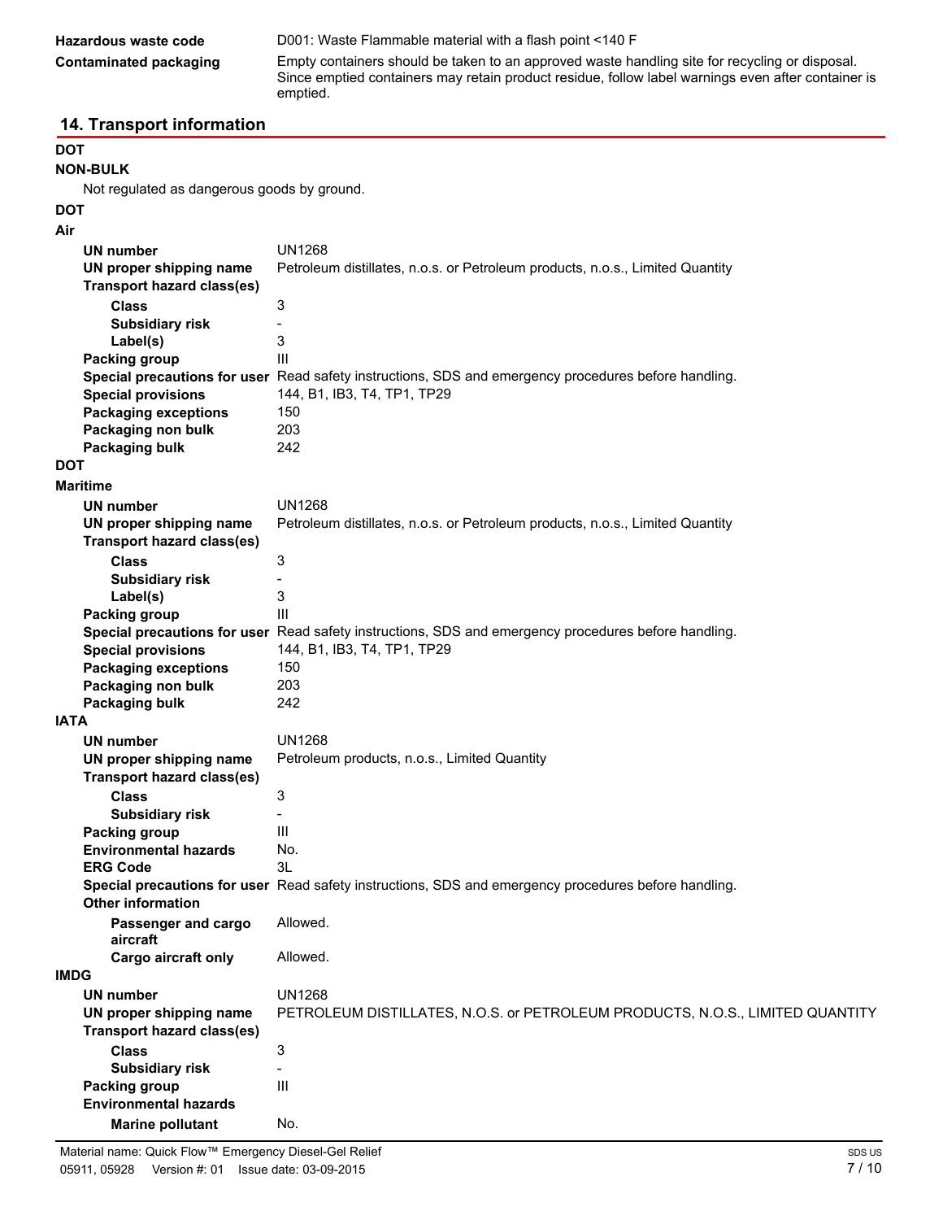**Hazardous waste code** D001: Waste Flammable material with a flash point <140 F

**Contaminated packaging** Empty containers should be taken to an approved waste handling site for recycling or disposal. Since emptied containers may retain product residue, follow label warnings even after container is emptied.

## 14. Transport information

**DOT**

**NON-BULK**

Not regulated as dangerous goods by ground.

**DOT**

**Air**

**UN number** UN1268

**UN proper shipping name** Petroleum distillates, n.o.s. or Petroleum products, n.o.s., Limited Quantity

**Transport hazard class(es)**

**Class** 3

**Subsidiary risk** -

**Label(s)** 3

**Packing group** III

**Special precautions for user** Read safety instructions, SDS and emergency procedures before handling.

**Special provisions** 144, B1, IB3, T4, TP1, TP29

**Packaging exceptions** 150

**Packaging non bulk** 203

**Packaging bulk** 242

**DOT**

**Maritime**

**UN number** UN1268

**UN proper shipping name** Petroleum distillates, n.o.s. or Petroleum products, n.o.s., Limited Quantity

**Transport hazard class(es)**

**Class** 3

**Subsidiary risk** -

**Label(s)** 3

**Packing group** III

**Special precautions for user** Read safety instructions, SDS and emergency procedures before handling.

**Special provisions** 144, B1, IB3, T4, TP1, TP29

**Packaging exceptions** 150

**Packaging non bulk** 203

**Packaging bulk** 242

**IATA**

**UN number** UN1268

**UN proper shipping name** Petroleum products, n.o.s., Limited Quantity

**Transport hazard class(es)**

**Class** 3

**Subsidiary risk** -

**Packing group** III

**Environmental hazards** No.

**ERG Code** 3L

**Special precautions for user** Read safety instructions, SDS and emergency procedures before handling.

**Other information**

**Passenger and cargo aircraft** Allowed.

**Cargo aircraft only** Allowed.

**IMDG**

**UN number** UN1268

**UN proper shipping name** PETROLEUM DISTILLATES, N.O.S. or PETROLEUM PRODUCTS, N.O.S., LIMITED QUANTITY

**Transport hazard class(es)**

**Class** 3

**Subsidiary risk** -

**Packing group** III

**Environmental hazards**

**Marine pollutant** No.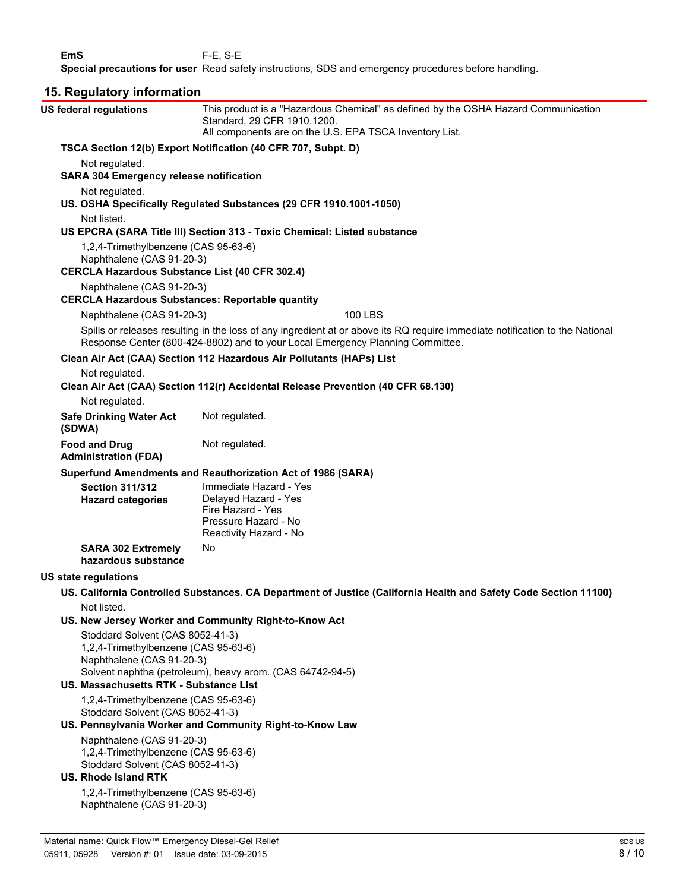**EmS** F-E, S-E

**Special precautions for user** Read safety instructions, SDS and emergency procedures before handling.

## 15. Regulatory information

**US federal regulations** This product is a "Hazardous Chemical" as defined by the OSHA Hazard Communication Standard, 29 CFR 1910.1200.
All components are on the U.S. EPA TSCA Inventory List.

**TSCA Section 12(b) Export Notification (40 CFR 707, Subpt. D)**

Not regulated.

**SARA 304 Emergency release notification**

Not regulated.

**US. OSHA Specifically Regulated Substances (29 CFR 1910.1001-1050)**

Not listed.

**US EPCRA (SARA Title III) Section 313 - Toxic Chemical: Listed substance**

1,2,4-Trimethylbenzene (CAS 95-63-6)
Naphthalene (CAS 91-20-3)

**CERCLA Hazardous Substance List (40 CFR 302.4)**

Naphthalene (CAS 91-20-3)

**CERCLA Hazardous Substances: Reportable quantity**

Naphthalene (CAS 91-20-3) 100 LBS

Spills or releases resulting in the loss of any ingredient at or above its RQ require immediate notification to the National Response Center (800-424-8802) and to your Local Emergency Planning Committee.

**Clean Air Act (CAA) Section 112 Hazardous Air Pollutants (HAPs) List**

Not regulated.

**Clean Air Act (CAA) Section 112(r) Accidental Release Prevention (40 CFR 68.130)**

Not regulated.

**Safe Drinking Water Act (SDWA)** Not regulated.

**Food and Drug Administration (FDA)** Not regulated.

**Superfund Amendments and Reauthorization Act of 1986 (SARA)**

**Section 311/312 Hazard categories**
Immediate Hazard - Yes
Delayed Hazard - Yes
Fire Hazard - Yes
Pressure Hazard - No
Reactivity Hazard - No

**SARA 302 Extremely hazardous substance** No

**US state regulations**

**US. California Controlled Substances. CA Department of Justice (California Health and Safety Code Section 11100)**

Not listed.

**US. New Jersey Worker and Community Right-to-Know Act**

Stoddard Solvent (CAS 8052-41-3)
1,2,4-Trimethylbenzene (CAS 95-63-6)
Naphthalene (CAS 91-20-3)
Solvent naphtha (petroleum), heavy arom. (CAS 64742-94-5)

**US. Massachusetts RTK - Substance List**

1,2,4-Trimethylbenzene (CAS 95-63-6)
Stoddard Solvent (CAS 8052-41-3)

**US. Pennsylvania Worker and Community Right-to-Know Law**

Naphthalene (CAS 91-20-3)
1,2,4-Trimethylbenzene (CAS 95-63-6)
Stoddard Solvent (CAS 8052-41-3)

**US. Rhode Island RTK**

1,2,4-Trimethylbenzene (CAS 95-63-6)
Naphthalene (CAS 91-20-3)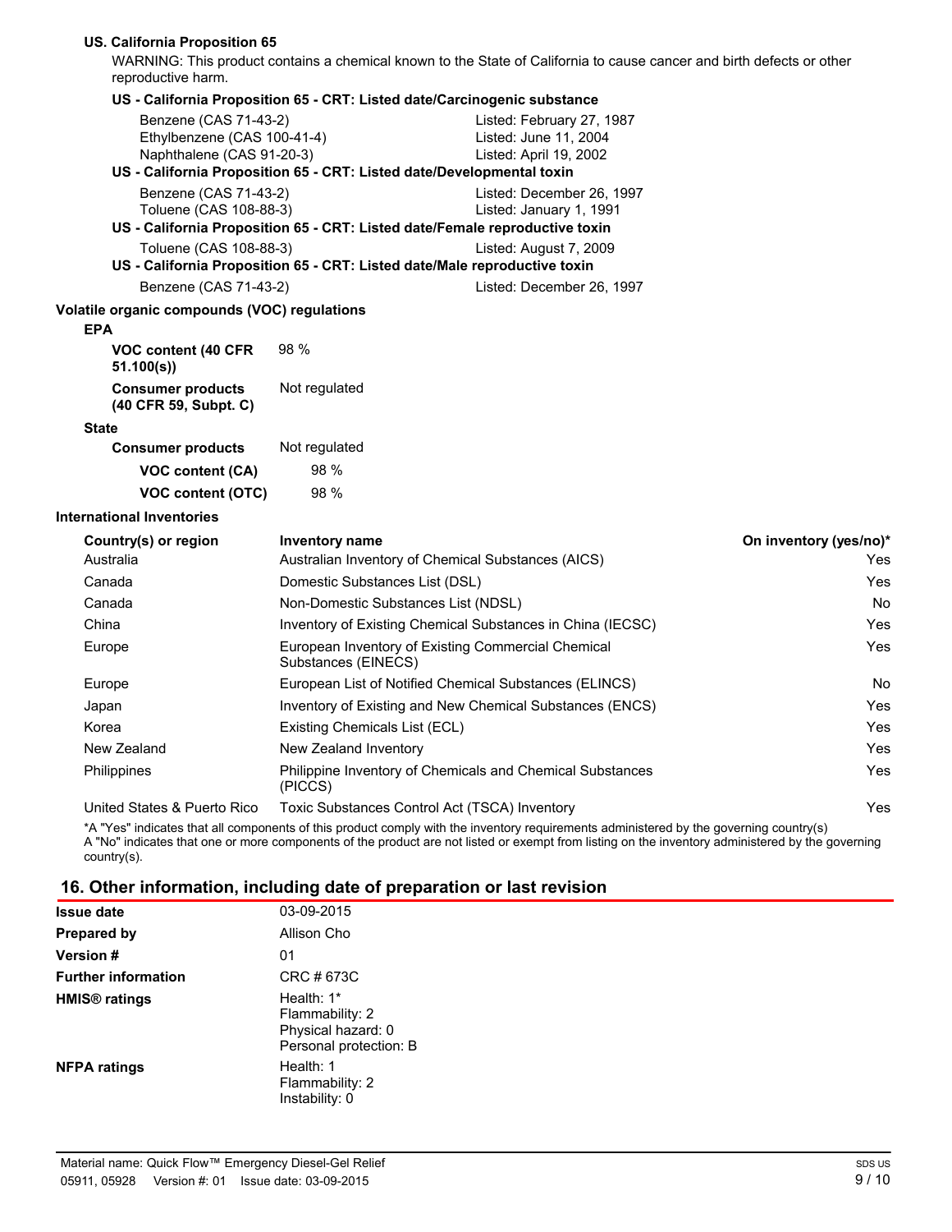**US. California Proposition 65**

WARNING: This product contains a chemical known to the State of California to cause cancer and birth defects or other reproductive harm.

**US - California Proposition 65 - CRT: Listed date/Carcinogenic substance**

| | |
|---|---|
| Benzene (CAS 71-43-2) | Listed: February 27, 1987 |
| Ethylbenzene (CAS 100-41-4) | Listed: June 11, 2004 |
| Naphthalene (CAS 91-20-3) | Listed: April 19, 2002 |

**US - California Proposition 65 - CRT: Listed date/Developmental toxin**

| | |
|---|---|
| Benzene (CAS 71-43-2) | Listed: December 26, 1997 |
| Toluene (CAS 108-88-3) | Listed: January 1, 1991 |

**US - California Proposition 65 - CRT: Listed date/Female reproductive toxin**

| | |
|---|---|
| Toluene (CAS 108-88-3) | Listed: August 7, 2009 |

**US - California Proposition 65 - CRT: Listed date/Male reproductive toxin**

| | |
|---|---|
| Benzene (CAS 71-43-2) | Listed: December 26, 1997 |

**Volatile organic compounds (VOC) regulations**

**EPA**

| | |
|---|---|
| **VOC content (40 CFR 51.100(s))** | 98 % |
| **Consumer products (40 CFR 59, Subpt. C)** | Not regulated |

**State**

| | |
|---|---|
| **Consumer products** | Not regulated |
| **VOC content (CA)** | 98 % |
| **VOC content (OTC)** | 98 % |

**International Inventories**

| Country(s) or region | Inventory name | On inventory (yes/no)* |
|---|---|---|
| Australia | Australian Inventory of Chemical Substances (AICS) | Yes |
| Canada | Domestic Substances List (DSL) | Yes |
| Canada | Non-Domestic Substances List (NDSL) | No |
| China | Inventory of Existing Chemical Substances in China (IECSC) | Yes |
| Europe | European Inventory of Existing Commercial Chemical Substances (EINECS) | Yes |
| Europe | European List of Notified Chemical Substances (ELINCS) | No |
| Japan | Inventory of Existing and New Chemical Substances (ENCS) | Yes |
| Korea | Existing Chemicals List (ECL) | Yes |
| New Zealand | New Zealand Inventory | Yes |
| Philippines | Philippine Inventory of Chemicals and Chemical Substances (PICCS) | Yes |
| United States & Puerto Rico | Toxic Substances Control Act (TSCA) Inventory | Yes |

*A "Yes" indicates that all components of this product comply with the inventory requirements administered by the governing country(s)
A "No" indicates that one or more components of the product are not listed or exempt from listing on the inventory administered by the governing country(s).

## 16. Other information, including date of preparation or last revision

| | |
|---|---|
| **Issue date** | 03-09-2015 |
| **Prepared by** | Allison Cho |
| **Version #** | 01 |
| **Further information** | CRC # 673C |
| **HMIS® ratings** | Health: 1*<br>Flammability: 2<br>Physical hazard: 0<br>Personal protection: B |
| **NFPA ratings** | Health: 1<br>Flammability: 2<br>Instability: 0 |

Material name: Quick Flow™ Emergency Diesel-Gel Relief
05911, 05928 Version #: 01 Issue date: 03-09-2015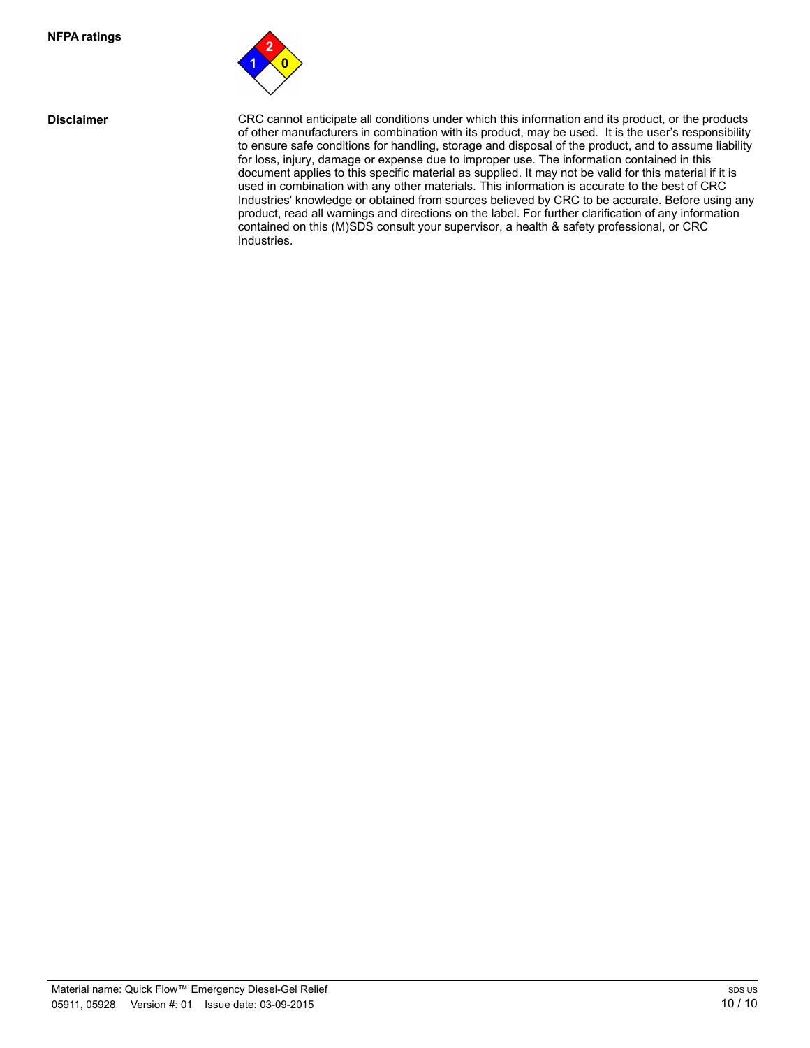**NFPA ratings**

2
1 0

**Disclaimer**

CRC cannot anticipate all conditions under which this information and its product, or the products of other manufacturers in combination with its product, may be used. It is the user's responsibility to ensure safe conditions for handling, storage and disposal of the product, and to assume liability for loss, injury, damage or expense due to improper use. The information contained in this document applies to this specific material as supplied. It may not be valid for this material if it is used in combination with any other materials. This information is accurate to the best of CRC Industries' knowledge or obtained from sources believed by CRC to be accurate. Before using any product, read all warnings and directions on the label. For further clarification of any information contained on this (M)SDS consult your supervisor, a health & safety professional, or CRC Industries.